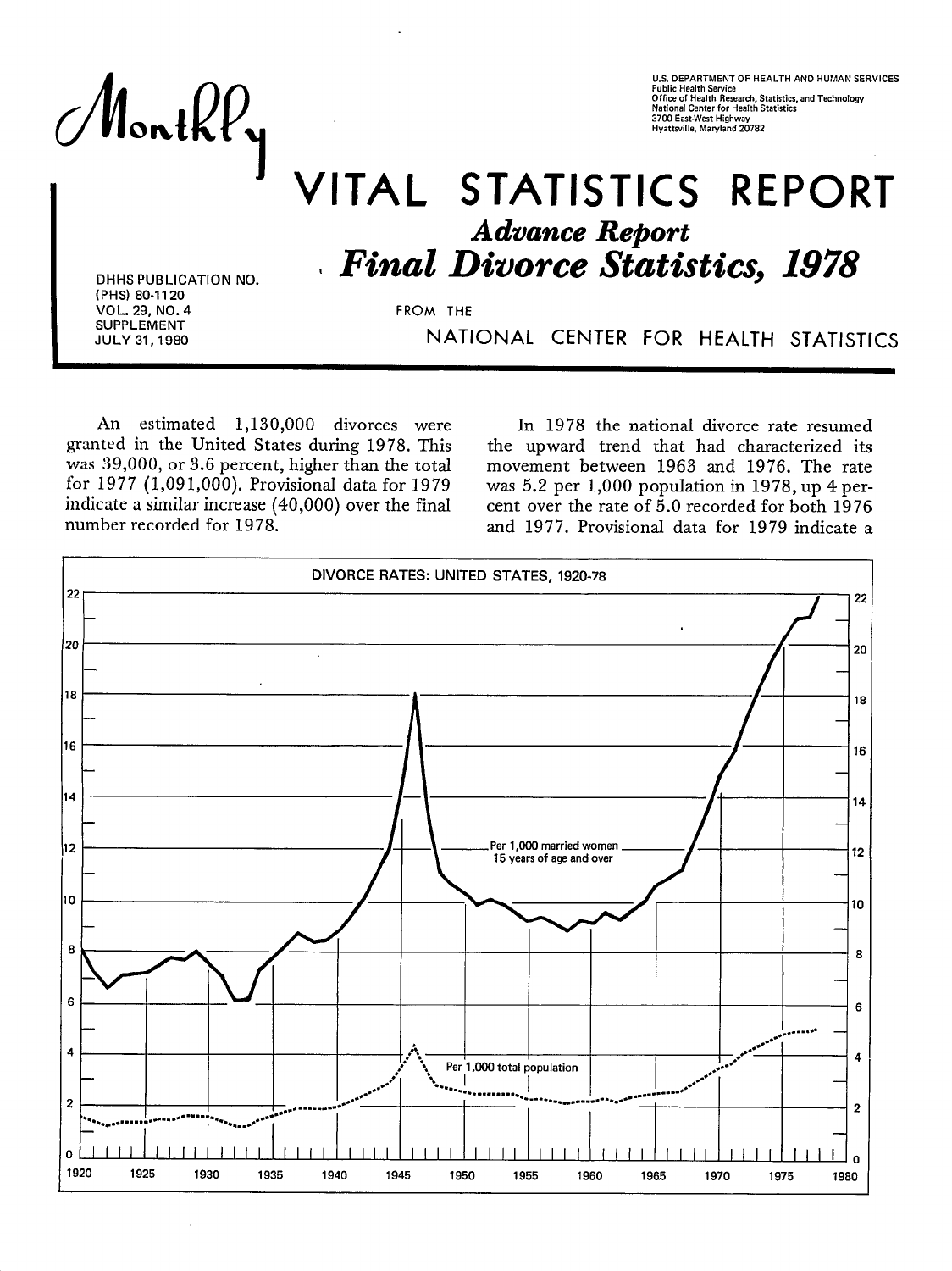# Monthly VITAL STATISTICS REPORT

U.S. DEPARTMENT OF HEALTH AND HUMAN SERVICES
Public Health Service
Office of Health Research, Statistics, and Technology
National Center for Health Statistics
3700 East-West Highway
Hyattsville, Maryland 20782

## *Advance Report*

## *Final Divorce Statistics, 1978*

FROM THE NATIONAL CENTER FOR HEALTH STATISTICS

DHHS PUBLICATION NO. (PHS) 80-1120
VOL. 29, NO. 4
SUPPLEMENT
JULY 31, 1980

An estimated 1,130,000 divorces were granted in the United States during 1978. This was 39,000, or 3.6 percent, higher than the total for 1977 (1,091,000). Provisional data for 1979 indicate a similar increase (40,000) over the final number recorded for 1978.

In 1978 the national divorce rate resumed the upward trend that had characterized its movement between 1963 and 1976. The rate was 5.2 per 1,000 population in 1978, up 4 percent over the rate of 5.0 recorded for both 1976 and 1977. Provisional data for 1979 indicate a

DIVORCE RATES: UNITED STATES, 1920-78

Per 1,000 married women 15 years of age and over

Per 1,000 total population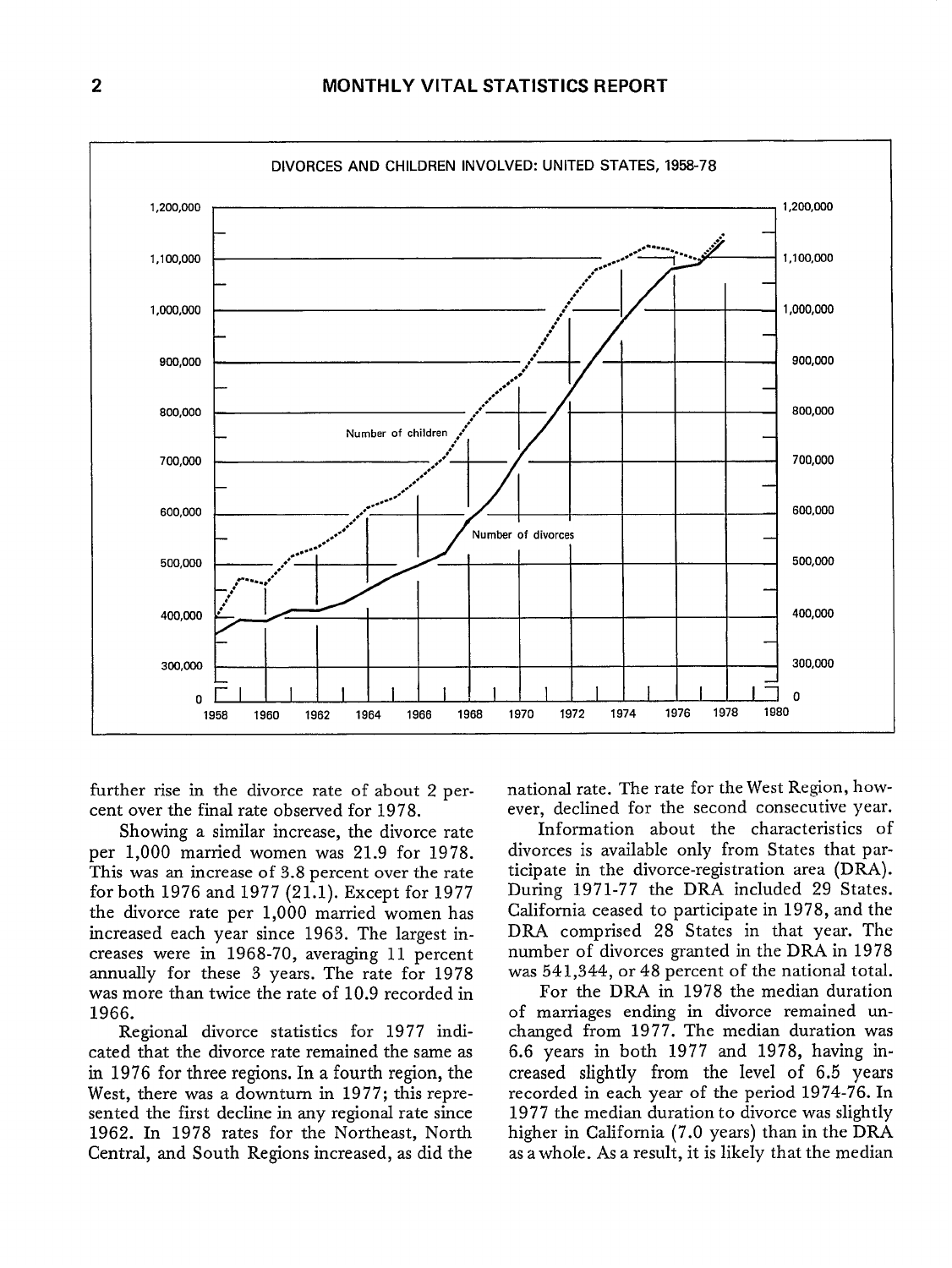DIVORCES AND CHILDREN INVOLVED: UNITED STATES, 1958-78

further rise in the divorce rate of about 2 percent over the final rate observed for 1978.

Showing a similar increase, the divorce rate per 1,000 married women was 21.9 for 1978. This was an increase of 3.8 percent over the rate for both 1976 and 1977 (21.1). Except for 1977 the divorce rate per 1,000 married women has increased each year since 1963. The largest increases were in 1968-70, averaging 11 percent annually for these 3 years. The rate for 1978 was more than twice the rate of 10.9 recorded in 1966.

Regional divorce statistics for 1977 indicated that the divorce rate remained the same as in 1976 for three regions. In a fourth region, the West, there was a downturn in 1977; this represented the first decline in any regional rate since 1962. In 1978 rates for the Northeast, North Central, and South Regions increased, as did the national rate. The rate for the West Region, however, declined for the second consecutive year.

Information about the characteristics of divorces is available only from States that participate in the divorce-registration area (DRA). During 1971-77 the DRA included 29 States. California ceased to participate in 1978, and the DRA comprised 28 States in that year. The number of divorces granted in the DRA in 1978 was 541,344, or 48 percent of the national total.

For the DRA in 1978 the median duration of marriages ending in divorce remained unchanged from 1977. The median duration was 6.6 years in both 1977 and 1978, having increased slightly from the level of 6.5 years recorded in each year of the period 1974-76. In 1977 the median duration to divorce was slightly higher in California (7.0 years) than in the DRA as a whole. As a result, it is likely that the median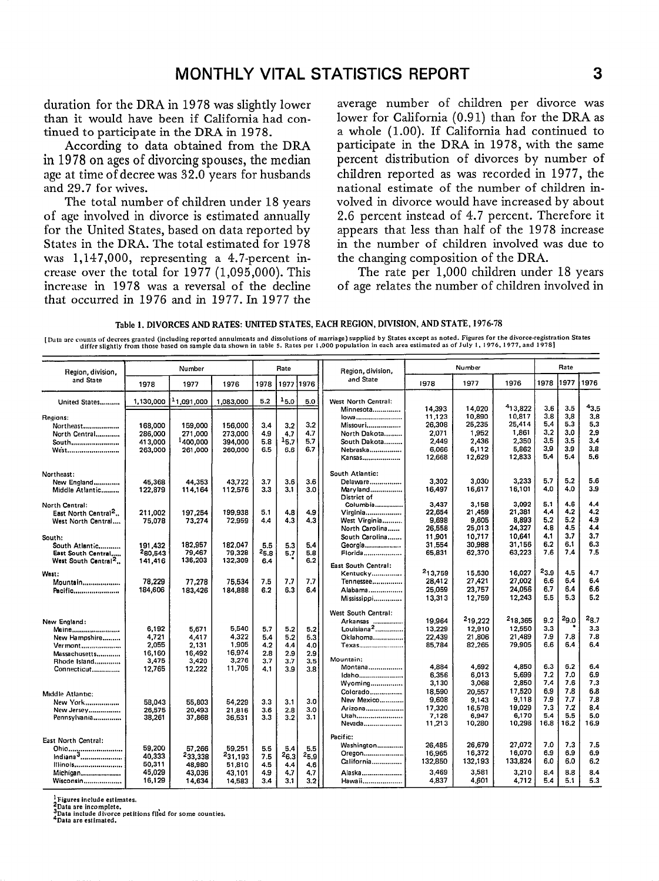duration for the DRA in 1978 was slightly lower than it would have been if California had continued to participate in the DRA in 1978.

According to data obtained from the DRA in 1978 on ages of divorcing spouses, the median age at time of decree was 32.0 years for husbands and 29.7 for wives.

The total number of children under 18 years of age involved in divorce is estimated annually for the United States, based on data reported by States in the DRA. The total estimated for 1978 was 1,147,000, representing a 4.7-percent increase over the total for 1977 (1,095,000). This increase in 1978 was a reversal of the decline that occurred in 1976 and in 1977. In 1977 the average number of children per divorce was lower for California (0.91) than for the DRA as a whole (1.00). If California had continued to participate in the DRA in 1978, with the same percent distribution of divorces by number of children reported as was recorded in 1977, the national estimate of the number of children involved in divorce would have increased by about 2.6 percent instead of 4.7 percent. Therefore it appears that less than half of the 1978 increase in the number of children involved was due to the changing composition of the DRA.

The rate per 1,000 children under 18 years of age relates the number of children involved in

**Table 1. DIVORCES AND RATES: UNITED STATES, EACH REGION, DIVISION, AND STATE, 1976-78**

[Data are counts of decrees granted (including reported annulments and dissolutions of marriage) supplied by States except as noted. Figures for the divorce-registration States differ slightly from those based on sample data shown in table 5. Rates per 1,000 population in each area estimated as of July 1, 1976, 1977, and 1978]

| Region, division, and State | Number 1978 | Number 1977 | Number 1976 | Rate 1978 | Rate 1977 | Rate 1976 |
|---|---|---|---|---|---|---|
| United States | 1,130,000 | [1]1,091,000 | 1,083,000 | 5.2 | [1]5.0 | 5.0 |
| **Regions:** | | | | | | |
| Northeast | 168,000 | 159,000 | 156,000 | 3.4 | 3.2 | 3.2 |
| North Central | 286,000 | 271,000 | 273,000 | 4.9 | 4.7 | 4.7 |
| South | 413,000 | [1]400,000 | 394,000 | 5.8 | [1]5.7 | 5.7 |
| West | 263,000 | 261,000 | 260,000 | 6.5 | 6.6 | 6.7 |
| **Northeast:** | | | | | | |
| New England | 45,368 | 44,353 | 43,722 | 3.7 | 3.6 | 3.6 |
| Middle Atlantic | 122,879 | 114,164 | 112,576 | 3.3 | 3.1 | 3.0 |
| **North Central:** | | | | | | |
| East North Central[2] | 211,002 | 197,254 | 199,938 | 5.1 | 4.8 | 4.9 |
| West North Central | 75,078 | 73,274 | 72,959 | 4.4 | 4.3 | 4.3 |
| **South:** | | | | | | |
| South Atlantic | 191,432 | 182,957 | 182,047 | 5.5 | 5.3 | 5.4 |
| East South Central | [2]80,543 | 79,467 | 79,328 | [2]5.8 | 5.7 | 5.8 |
| West South Central[2] | 141,416 | 136,203 | 132,309 | 6.4 | * | 6.2 |
| **West:** | | | | | | |
| Mountain | 78,229 | 77,278 | 75,534 | 7.5 | 7.7 | 7.7 |
| Pacific | 184,606 | 183,426 | 184,888 | 6.2 | 6.3 | 6.4 |
| **New England:** | | | | | | |
| Maine | 6,192 | 5,671 | 5,540 | 5.7 | 5.2 | 5.2 |
| New Hampshire | 4,721 | 4,417 | 4,322 | 5.4 | 5.2 | 5.3 |
| Vermont | 2,055 | 2,131 | 1,905 | 4.2 | 4.4 | 4.0 |
| Massachusetts | 16,160 | 16,492 | 16,974 | 2.8 | 2.9 | 2.9 |
| Rhode Island | 3,475 | 3,420 | 3,276 | 3.7 | 3.7 | 3.5 |
| Connecticut | 12,765 | 12,222 | 11,705 | 4.1 | 3.9 | 3.8 |
| **Middle Atlantic:** | | | | | | |
| New York | 58,043 | 55,803 | 54,229 | 3.3 | 3.1 | 3.0 |
| New Jersey | 26,575 | 20,493 | 21,816 | 3.6 | 2.8 | 3.0 |
| Pennsylvania | 38,261 | 37,868 | 36,531 | 3.3 | 3.2 | 3.1 |
| **East North Central:** | | | | | | |
| Ohio | 59,200 | 57,266 | 59,251 | 5.5 | 5.4 | 5.5 |
| Indiana[3] | 40,333 | [2]33,338 | [2]31,193 | 7.5 | [2]6.3 | [2]5.9 |
| Illinois | 50,311 | 48,980 | 51,810 | 4.5 | 4.4 | 4.6 |
| Michigan | 45,029 | 43,036 | 43,101 | 4.9 | 4.7 | 4.7 |
| Wisconsin | 16,129 | 14,634 | 14,583 | 3.4 | 3.1 | 3.2 |
| **West North Central:** | | | | | | |
| Minnesota | 14,393 | 14,020 | [4]13,822 | 3.6 | 3.5 | [4]3.5 |
| Iowa | 11,123 | 10,890 | 10,817 | 3.8 | 3.8 | 3.8 |
| Missouri | 26,308 | 25,235 | 25,414 | 5.4 | 5.3 | 5.3 |
| North Dakota | 2,071 | 1,952 | 1,861 | 3.2 | 3.0 | 2.9 |
| South Dakota | 2,449 | 2,436 | 2,350 | 3.5 | 3.5 | 3.4 |
| Nebraska | 6,066 | 6,112 | 5,862 | 3.9 | 3.9 | 3.8 |
| Kansas | 12,668 | 12,629 | 12,833 | 5.4 | 5.4 | 5.6 |
| **South Atlantic:** | | | | | | |
| Delaware | 3,302 | 3,030 | 3,233 | 5.7 | 5.2 | 5.6 |
| Maryland | 16,497 | 16,617 | 16,101 | 4.0 | 4.0 | 3.9 |
| District of Columbia | 3,437 | 3,158 | 3,092 | 5.1 | 4.6 | 4.4 |
| Virginia | 22,654 | 21,459 | 21,381 | 4.4 | 4.2 | 4.2 |
| West Virginia | 9,698 | 9,605 | 8,893 | 5.2 | 5.2 | 4.9 |
| North Carolina | 26,558 | 25,013 | 24,327 | 4.8 | 4.5 | 4.4 |
| South Carolina | 11,901 | 10,717 | 10,641 | 4.1 | 3.7 | 3.7 |
| Georgia | 31,554 | 30,988 | 31,156 | 6.2 | 6.1 | 6.3 |
| Florida | 65,831 | 62,370 | 63,223 | 7.6 | 7.4 | 7.5 |
| **East South Central:** | | | | | | |
| Kentucky | [2]13,759 | 15,530 | 16,027 | [2]3.9 | 4.5 | 4.7 |
| Tennessee | 28,412 | 27,421 | 27,002 | 6.6 | 6.4 | 6.4 |
| Alabama | 25,059 | 23,757 | 24,056 | 6.7 | 6.4 | 6.6 |
| Mississippi | 13,313 | 12,759 | 12,243 | 5.5 | 5.3 | 5.2 |
| **West South Central:** | | | | | | |
| Arkansas | 19,964 | [2]19,222 | [2]18,365 | 9.2 | [2]9.0 | [2]8.7 |
| Louisiana[2] | 13,229 | 12,910 | 12,550 | 3.3 | * | 3.3 |
| Oklahoma | 22,439 | 21,806 | 21,489 | 7.9 | 7.8 | 7.8 |
| Texas | 85,784 | 82,265 | 79,905 | 6.6 | 6.4 | 6.4 |
| **Mountain:** | | | | | | |
| Montana | 4,884 | 4,692 | 4,850 | 6.3 | 6.2 | 6.4 |
| Idaho | 6,356 | 6,013 | 5,699 | 7.2 | 7.0 | 6.9 |
| Wyoming | 3,130 | 3,068 | 2,850 | 7.4 | 7.6 | 7.3 |
| Colorado | 18,590 | 20,557 | 17,520 | 6.9 | 7.8 | 6.8 |
| New Mexico | 9,608 | 9,143 | 9,118 | 7.9 | 7.7 | 7.8 |
| Arizona | 17,320 | 16,578 | 19,029 | 7.3 | 7.2 | 8.4 |
| Utah | 7,128 | 6,947 | 6,170 | 5.4 | 5.5 | 5.0 |
| Nevada | 11,213 | 10,280 | 10,298 | 16.8 | 16.2 | 16.9 |
| **Pacific:** | | | | | | |
| Washington | 26,485 | 26,679 | 27,072 | 7.0 | 7.3 | 7.5 |
| Oregon | 16,965 | 16,372 | 16,070 | 6.9 | 6.9 | 6.9 |
| California | 132,850 | 132,193 | 133,824 | 6.0 | 6.0 | 6.2 |
| Alaska | 3,469 | 3,581 | 3,210 | 8.4 | 8.8 | 8.4 |
| Hawaii | 4,837 | 4,601 | 4,712 | 5.4 | 5.1 | 5.3 |

[1]Figures include estimates.
[2]Data are incomplete.
[3]Data include divorce petitions filed for some counties.
[4]Data are estimated.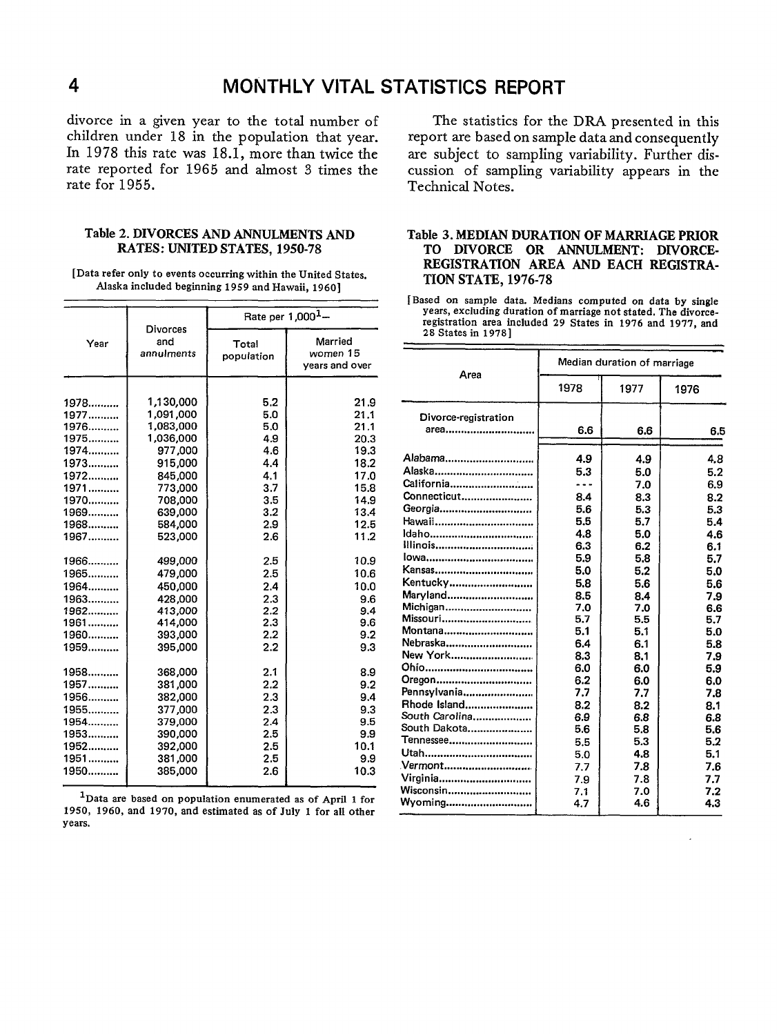divorce in a given year to the total number of children under 18 in the population that year. In 1978 this rate was 18.1, more than twice the rate reported for 1965 and almost 3 times the rate for 1955.

The statistics for the DRA presented in this report are based on sample data and consequently are subject to sampling variability. Further discussion of sampling variability appears in the Technical Notes.

### Table 2. DIVORCES AND ANNULMENTS AND RATES: UNITED STATES, 1950-78

[Data refer only to events occurring within the United States. Alaska included beginning 1959 and Hawaii, 1960]

| Year | Divorces and annulments | Rate per 1,000[1]— | |
|---|---|---|---|
| | | Total population | Married women 15 years and over |
| 1978 | 1,130,000 | 5.2 | 21.9 |
| 1977 | 1,091,000 | 5.0 | 21.1 |
| 1976 | 1,083,000 | 5.0 | 21.1 |
| 1975 | 1,036,000 | 4.9 | 20.3 |
| 1974 | 977,000 | 4.6 | 19.3 |
| 1973 | 915,000 | 4.4 | 18.2 |
| 1972 | 845,000 | 4.1 | 17.0 |
| 1971 | 773,000 | 3.7 | 15.8 |
| 1970 | 708,000 | 3.5 | 14.9 |
| 1969 | 639,000 | 3.2 | 13.4 |
| 1968 | 584,000 | 2.9 | 12.5 |
| 1967 | 523,000 | 2.6 | 11.2 |
| 1966 | 499,000 | 2.5 | 10.9 |
| 1965 | 479,000 | 2.5 | 10.6 |
| 1964 | 450,000 | 2.4 | 10.0 |
| 1963 | 428,000 | 2.3 | 9.6 |
| 1962 | 413,000 | 2.2 | 9.4 |
| 1961 | 414,000 | 2.3 | 9.6 |
| 1960 | 393,000 | 2.2 | 9.2 |
| 1959 | 395,000 | 2.2 | 9.3 |
| 1958 | 368,000 | 2.1 | 8.9 |
| 1957 | 381,000 | 2.2 | 9.2 |
| 1956 | 382,000 | 2.3 | 9.4 |
| 1955 | 377,000 | 2.3 | 9.3 |
| 1954 | 379,000 | 2.4 | 9.5 |
| 1953 | 390,000 | 2.5 | 9.9 |
| 1952 | 392,000 | 2.5 | 10.1 |
| 1951 | 381,000 | 2.5 | 9.9 |
| 1950 | 385,000 | 2.6 | 10.3 |

[1]Data are based on population enumerated as of April 1 for 1950, 1960, and 1970, and estimated as of July 1 for all other years.

### Table 3. MEDIAN DURATION OF MARRIAGE PRIOR TO DIVORCE OR ANNULMENT: DIVORCE-REGISTRATION AREA AND EACH REGISTRATION STATE, 1976-78

[Based on sample data. Medians computed on data by single years, excluding duration of marriage not stated. The divorce-registration area included 29 States in 1976 and 1977, and 28 States in 1978]

| Area | Median duration of marriage | | |
|---|---|---|---|
| | 1978 | 1977 | 1976 |
| Divorce-registration area | 6.6 | 6.6 | 6.5 |
| Alabama | 4.9 | 4.9 | 4.8 |
| Alaska | 5.3 | 5.0 | 5.2 |
| California | --- | 7.0 | 6.9 |
| Connecticut | 8.4 | 8.3 | 8.2 |
| Georgia | 5.6 | 5.3 | 5.3 |
| Hawaii | 5.5 | 5.7 | 5.4 |
| Idaho | 4.8 | 5.0 | 4.6 |
| Illinois | 6.3 | 6.2 | 6.1 |
| Iowa | 5.9 | 5.8 | 5.7 |
| Kansas | 5.0 | 5.2 | 5.0 |
| Kentucky | 5.8 | 5.6 | 5.6 |
| Maryland | 8.5 | 8.4 | 7.9 |
| Michigan | 7.0 | 7.0 | 6.6 |
| Missouri | 5.7 | 5.5 | 5.7 |
| Montana | 5.1 | 5.1 | 5.0 |
| Nebraska | 6.4 | 6.1 | 5.8 |
| New York | 8.3 | 8.1 | 7.9 |
| Ohio | 6.0 | 6.0 | 5.9 |
| Oregon | 6.2 | 6.0 | 6.0 |
| Pennsylvania | 7.7 | 7.7 | 7.8 |
| Rhode Island | 8.2 | 8.2 | 8.1 |
| South Carolina | 6.9 | 6.8 | 6.8 |
| South Dakota | 5.6 | 5.8 | 5.6 |
| Tennessee | 5.5 | 5.3 | 5.2 |
| Utah | 5.0 | 4.8 | 5.1 |
| Vermont | 7.7 | 7.8 | 7.6 |
| Virginia | 7.9 | 7.8 | 7.7 |
| Wisconsin | 7.1 | 7.0 | 7.2 |
| Wyoming | 4.7 | 4.6 | 4.3 |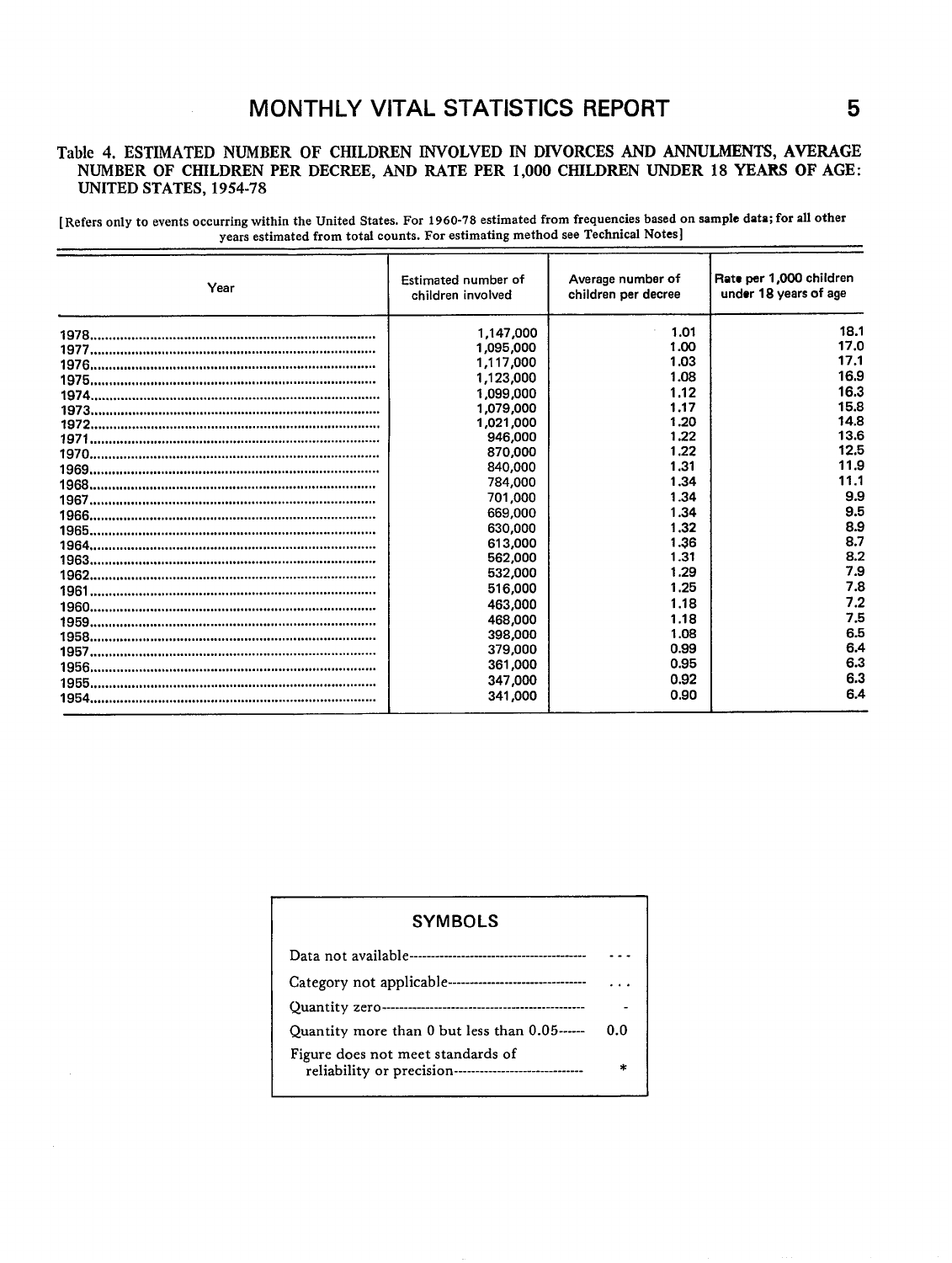### Table 4. ESTIMATED NUMBER OF CHILDREN INVOLVED IN DIVORCES AND ANNULMENTS, AVERAGE NUMBER OF CHILDREN PER DECREE, AND RATE PER 1,000 CHILDREN UNDER 18 YEARS OF AGE: UNITED STATES, 1954-78

[Refers only to events occurring within the United States. For 1960-78 estimated from frequencies based on sample data; for all other years estimated from total counts. For estimating method see Technical Notes]

| Year | Estimated number of children involved | Average number of children per decree | Rate per 1,000 children under 18 years of age |
|---|---|---|---|
| 1978 | 1,147,000 | 1.01 | 18.1 |
| 1977 | 1,095,000 | 1.00 | 17.0 |
| 1976 | 1,117,000 | 1.03 | 17.1 |
| 1975 | 1,123,000 | 1.08 | 16.9 |
| 1974 | 1,099,000 | 1.12 | 16.3 |
| 1973 | 1,079,000 | 1.17 | 15.8 |
| 1972 | 1,021,000 | 1.20 | 14.8 |
| 1971 | 946,000 | 1.22 | 13.6 |
| 1970 | 870,000 | 1.22 | 12.5 |
| 1969 | 840,000 | 1.31 | 11.9 |
| 1968 | 784,000 | 1.34 | 11.1 |
| 1967 | 701,000 | 1.34 | 9.9 |
| 1966 | 669,000 | 1.34 | 9.5 |
| 1965 | 630,000 | 1.32 | 8.9 |
| 1964 | 613,000 | 1.36 | 8.7 |
| 1963 | 562,000 | 1.31 | 8.2 |
| 1962 | 532,000 | 1.29 | 7.9 |
| 1961 | 516,000 | 1.25 | 7.8 |
| 1960 | 463,000 | 1.18 | 7.2 |
| 1959 | 468,000 | 1.18 | 7.5 |
| 1958 | 398,000 | 1.08 | 6.5 |
| 1957 | 379,000 | 0.99 | 6.4 |
| 1956 | 361,000 | 0.95 | 6.3 |
| 1955 | 347,000 | 0.92 | 6.3 |
| 1954 | 341,000 | 0.90 | 6.4 |

**SYMBOLS**

| | |
|---|---|
| Data not available | --- |
| Category not applicable | . . . |
| Quantity zero | - |
| Quantity more than 0 but less than 0.05 | 0.0 |
| Figure does not meet standards of reliability or precision | * |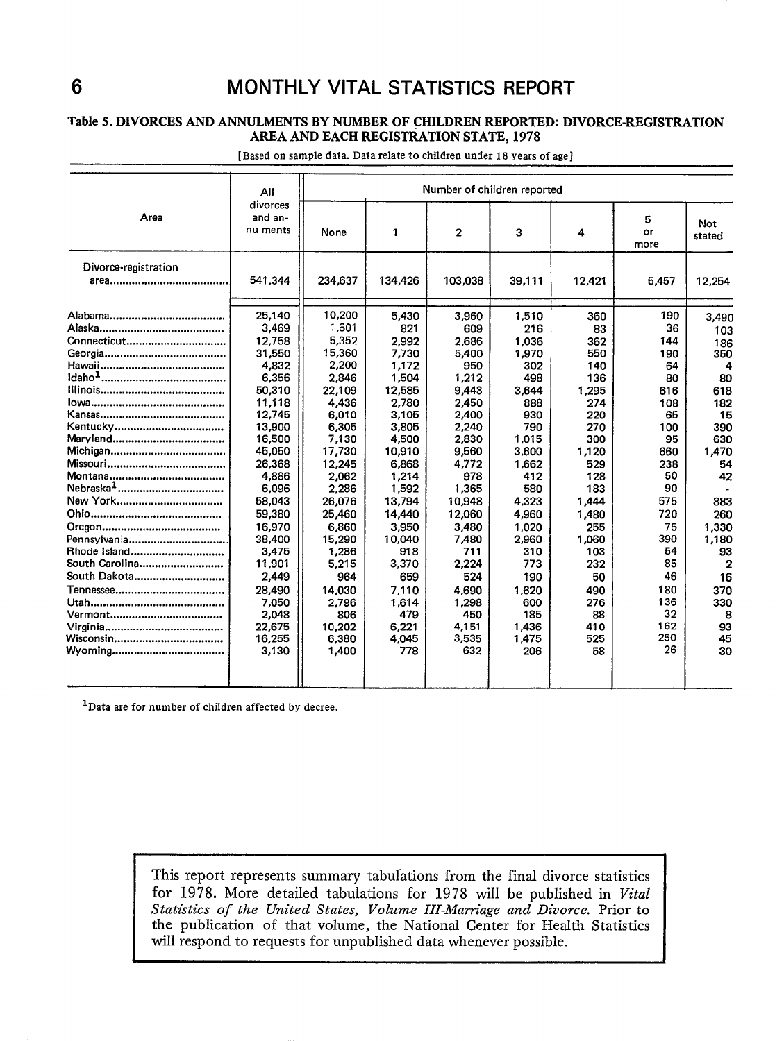### Table 5. DIVORCES AND ANNULMENTS BY NUMBER OF CHILDREN REPORTED: DIVORCE-REGISTRATION AREA AND EACH REGISTRATION STATE, 1978

[Based on sample data. Data relate to children under 18 years of age]

| Area | All divorces and annulments | Number of children reported | | | | | | |
|---|---|---|---|---|---|---|---|---|
| | | None | 1 | 2 | 3 | 4 | 5 or more | Not stated |
| Divorce-registration area | 541,344 | 234,637 | 134,426 | 103,038 | 39,111 | 12,421 | 5,457 | 12,254 |
| Alabama | 25,140 | 10,200 | 5,430 | 3,960 | 1,510 | 360 | 190 | 3,490 |
| Alaska | 3,469 | 1,601 | 821 | 609 | 216 | 83 | 36 | 103 |
| Connecticut | 12,758 | 5,352 | 2,992 | 2,686 | 1,036 | 362 | 144 | 186 |
| Georgia | 31,550 | 15,360 | 7,730 | 5,400 | 1,970 | 550 | 190 | 350 |
| Hawaii | 4,832 | 2,200 | 1,172 | 950 | 302 | 140 | 64 | 4 |
| Idaho[1] | 6,356 | 2,846 | 1,504 | 1,212 | 498 | 136 | 80 | 80 |
| Illinois | 50,310 | 22,109 | 12,585 | 9,443 | 3,644 | 1,295 | 616 | 618 |
| Iowa | 11,118 | 4,436 | 2,780 | 2,450 | 888 | 274 | 108 | 182 |
| Kansas | 12,745 | 6,010 | 3,105 | 2,400 | 930 | 220 | 65 | 15 |
| Kentucky | 13,900 | 6,305 | 3,805 | 2,240 | 790 | 270 | 100 | 390 |
| Maryland | 16,500 | 7,130 | 4,500 | 2,830 | 1,015 | 300 | 95 | 630 |
| Michigan | 45,050 | 17,730 | 10,910 | 9,560 | 3,600 | 1,120 | 660 | 1,470 |
| Missouri | 26,368 | 12,245 | 6,868 | 4,772 | 1,662 | 529 | 238 | 54 |
| Montana | 4,886 | 2,062 | 1,214 | 978 | 412 | 128 | 50 | 42 |
| Nebraska[1] | 6,096 | 2,286 | 1,592 | 1,365 | 580 | 183 | 90 | - |
| New York | 58,043 | 26,076 | 13,794 | 10,948 | 4,323 | 1,444 | 575 | 883 |
| Ohio | 59,380 | 25,460 | 14,440 | 12,060 | 4,960 | 1,480 | 720 | 260 |
| Oregon | 16,970 | 6,860 | 3,950 | 3,480 | 1,020 | 255 | 75 | 1,330 |
| Pennsylvania | 38,400 | 15,290 | 10,040 | 7,480 | 2,960 | 1,060 | 390 | 1,180 |
| Rhode Island | 3,475 | 1,286 | 918 | 711 | 310 | 103 | 54 | 93 |
| South Carolina | 11,901 | 5,215 | 3,370 | 2,224 | 773 | 232 | 85 | 2 |
| South Dakota | 2,449 | 964 | 659 | 524 | 190 | 50 | 46 | 16 |
| Tennessee | 28,490 | 14,030 | 7,110 | 4,690 | 1,620 | 490 | 180 | 370 |
| Utah | 7,050 | 2,796 | 1,614 | 1,298 | 600 | 276 | 136 | 330 |
| Vermont | 2,048 | 806 | 479 | 450 | 185 | 88 | 32 | 8 |
| Virginia | 22,675 | 10,202 | 6,221 | 4,151 | 1,436 | 410 | 162 | 93 |
| Wisconsin | 16,255 | 6,380 | 4,045 | 3,535 | 1,475 | 525 | 250 | 45 |
| Wyoming | 3,130 | 1,400 | 778 | 632 | 206 | 58 | 26 | 30 |

[1]Data are for number of children affected by decree.

This report represents summary tabulations from the final divorce statistics for 1978. More detailed tabulations for 1978 will be published in *Vital Statistics of the United States, Volume III-Marriage and Divorce.* Prior to the publication of that volume, the National Center for Health Statistics will respond to requests for unpublished data whenever possible.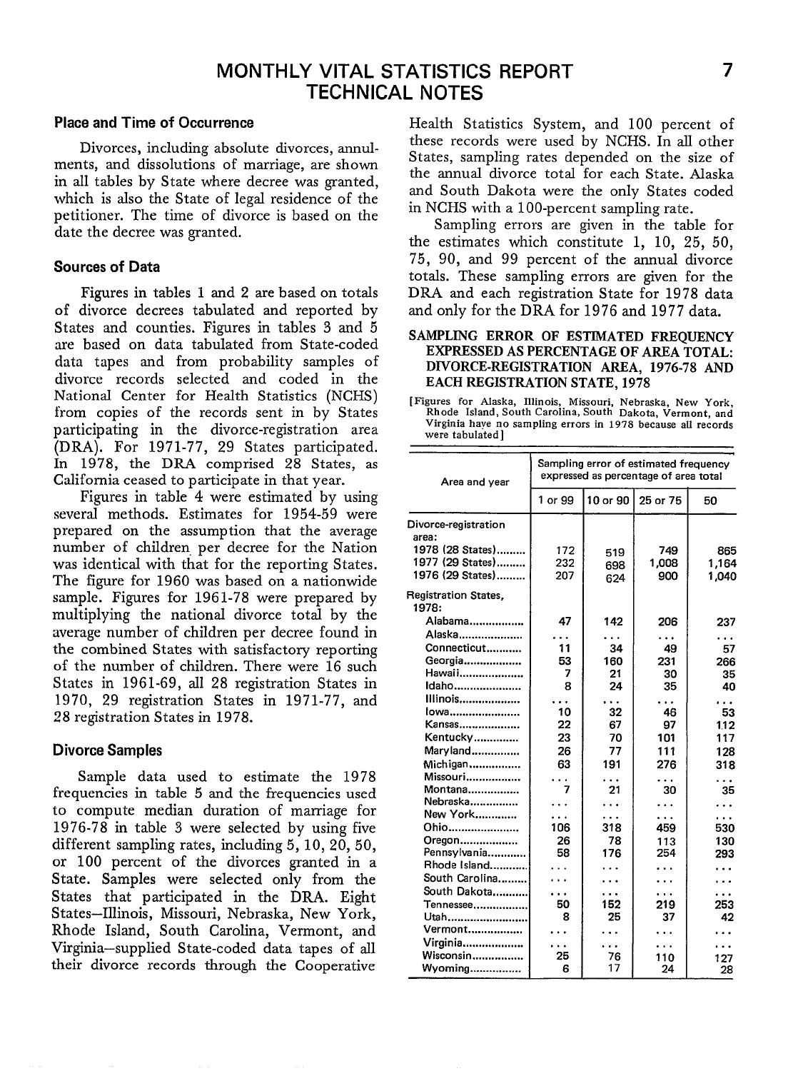# MONTHLY VITAL STATISTICS REPORT
# TECHNICAL NOTES

### Place and Time of Occurrence

Divorces, including absolute divorces, annulments, and dissolutions of marriage, are shown in all tables by State where decree was granted, which is also the State of legal residence of the petitioner. The time of divorce is based on the date the decree was granted.

### Sources of Data

Figures in tables 1 and 2 are based on totals of divorce decrees tabulated and reported by States and counties. Figures in tables 3 and 5 are based on data tabulated from State-coded data tapes and from probability samples of divorce records selected and coded in the National Center for Health Statistics (NCHS) from copies of the records sent in by States participating in the divorce-registration area (DRA). For 1971-77, 29 States participated. In 1978, the DRA comprised 28 States, as California ceased to participate in that year.

Figures in table 4 were estimated by using several methods. Estimates for 1954-59 were prepared on the assumption that the average number of children per decree for the Nation was identical with that for the reporting States. The figure for 1960 was based on a nationwide sample. Figures for 1961-78 were prepared by multiplying the national divorce total by the average number of children per decree found in the combined States with satisfactory reporting of the number of children. There were 16 such States in 1961-69, all 28 registration States in 1970, 29 registration States in 1971-77, and 28 registration States in 1978.

### Divorce Samples

Sample data used to estimate the 1978 frequencies in table 5 and the frequencies used to compute median duration of marriage for 1976-78 in table 3 were selected by using five different sampling rates, including 5, 10, 20, 50, or 100 percent of the divorces granted in a State. Samples were selected only from the States that participated in the DRA. Eight States—Illinois, Missouri, Nebraska, New York, Rhode Island, South Carolina, Vermont, and Virginia—supplied State-coded data tapes of all their divorce records through the Cooperative Health Statistics System, and 100 percent of these records were used by NCHS. In all other States, sampling rates depended on the size of the annual divorce total for each State. Alaska and South Dakota were the only States coded in NCHS with a 100-percent sampling rate.

Sampling errors are given in the table for the estimates which constitute 1, 10, 25, 50, 75, 90, and 99 percent of the annual divorce totals. These sampling errors are given for the DRA and each registration State for 1978 data and only for the DRA for 1976 and 1977 data.

**SAMPLING ERROR OF ESTIMATED FREQUENCY EXPRESSED AS PERCENTAGE OF AREA TOTAL: DIVORCE-REGISTRATION AREA, 1976-78 AND EACH REGISTRATION STATE, 1978**

[Figures for Alaska, Illinois, Missouri, Nebraska, New York, Rhode Island, South Carolina, South Dakota, Vermont, and Virginia have no sampling errors in 1978 because all records were tabulated]

| Area and year | Sampling error of estimated frequency expressed as percentage of area total | | | |
|---|---|---|---|---|
| | 1 or 99 | 10 or 90 | 25 or 75 | 50 |
| Divorce-registration area: | | | | |
| 1978 (28 States) | 172 | 519 | 749 | 865 |
| 1977 (29 States) | 232 | 698 | 1,008 | 1,164 |
| 1976 (29 States) | 207 | 624 | 900 | 1,040 |
| Registration States, 1978: | | | | |
| Alabama | 47 | 142 | 206 | 237 |
| Alaska | ... | ... | ... | ... |
| Connecticut | 11 | 34 | 49 | 57 |
| Georgia | 53 | 160 | 231 | 266 |
| Hawaii | 7 | 21 | 30 | 35 |
| Idaho | 8 | 24 | 35 | 40 |
| Illinois | ... | ... | ... | ... |
| Iowa | 10 | 32 | 46 | 53 |
| Kansas | 22 | 67 | 97 | 112 |
| Kentucky | 23 | 70 | 101 | 117 |
| Maryland | 26 | 77 | 111 | 128 |
| Michigan | 63 | 191 | 276 | 318 |
| Missouri | ... | ... | ... | ... |
| Montana | 7 | 21 | 30 | 35 |
| Nebraska | ... | ... | ... | ... |
| New York | ... | ... | ... | ... |
| Ohio | 106 | 318 | 459 | 530 |
| Oregon | 26 | 78 | 113 | 130 |
| Pennsylvania | 58 | 176 | 254 | 293 |
| Rhode Island | ... | ... | ... | ... |
| South Carolina | ... | ... | ... | ... |
| South Dakota | ... | ... | ... | ... |
| Tennessee | 50 | 152 | 219 | 253 |
| Utah | 8 | 25 | 37 | 42 |
| Vermont | ... | ... | ... | ... |
| Virginia | ... | ... | ... | ... |
| Wisconsin | 25 | 76 | 110 | 127 |
| Wyoming | 6 | 17 | 24 | 28 |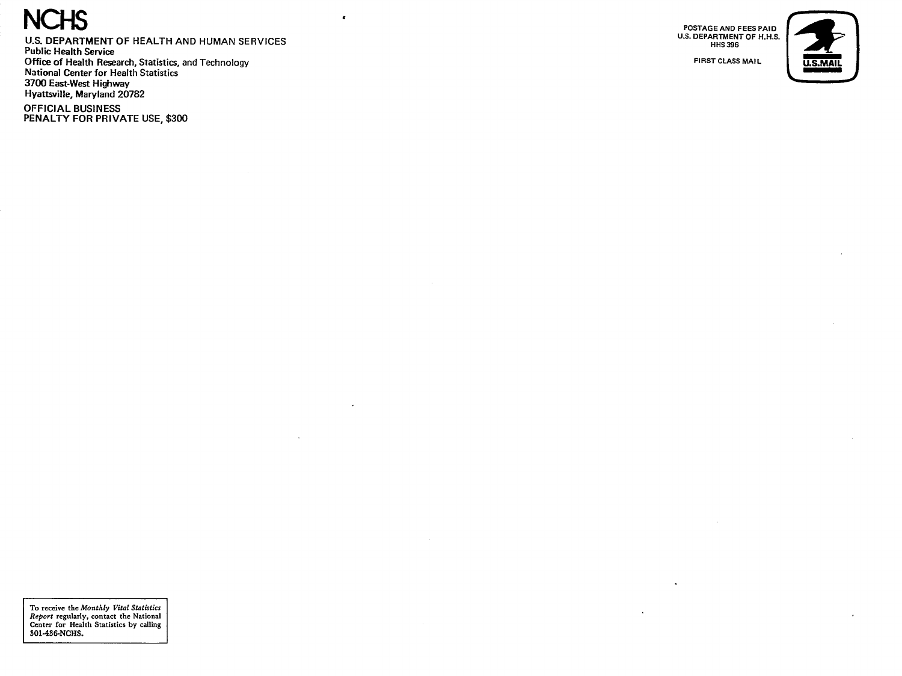# NCHS

U.S. DEPARTMENT OF HEALTH AND HUMAN SERVICES
Public Health Service
Office of Health Research, Statistics, and Technology
National Center for Health Statistics
3700 East-West Highway
Hyattsville, Maryland 20782

OFFICIAL BUSINESS
PENALTY FOR PRIVATE USE, $300

POSTAGE AND FEES PAID
U.S. DEPARTMENT OF H.H.S.
HHS 396

FIRST CLASS MAIL

U.S.MAIL

To receive the *Monthly Vital Statistics Report* regularly, contact the National Center for Health Statistics by calling 301-436-NCHS.